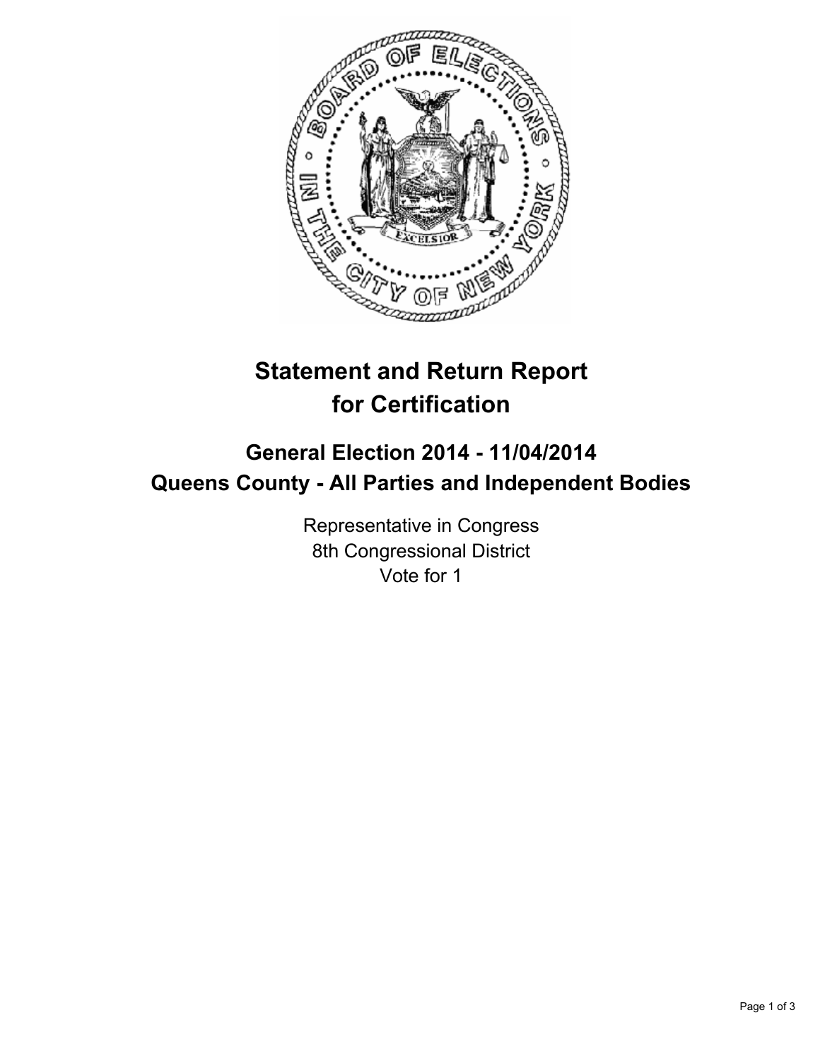# Statement and Return Report for Certification

## General Election 2014 - 11/04/2014
## Queens County - All Parties and Independent Bodies

Representative in Congress
8th Congressional District
Vote for 1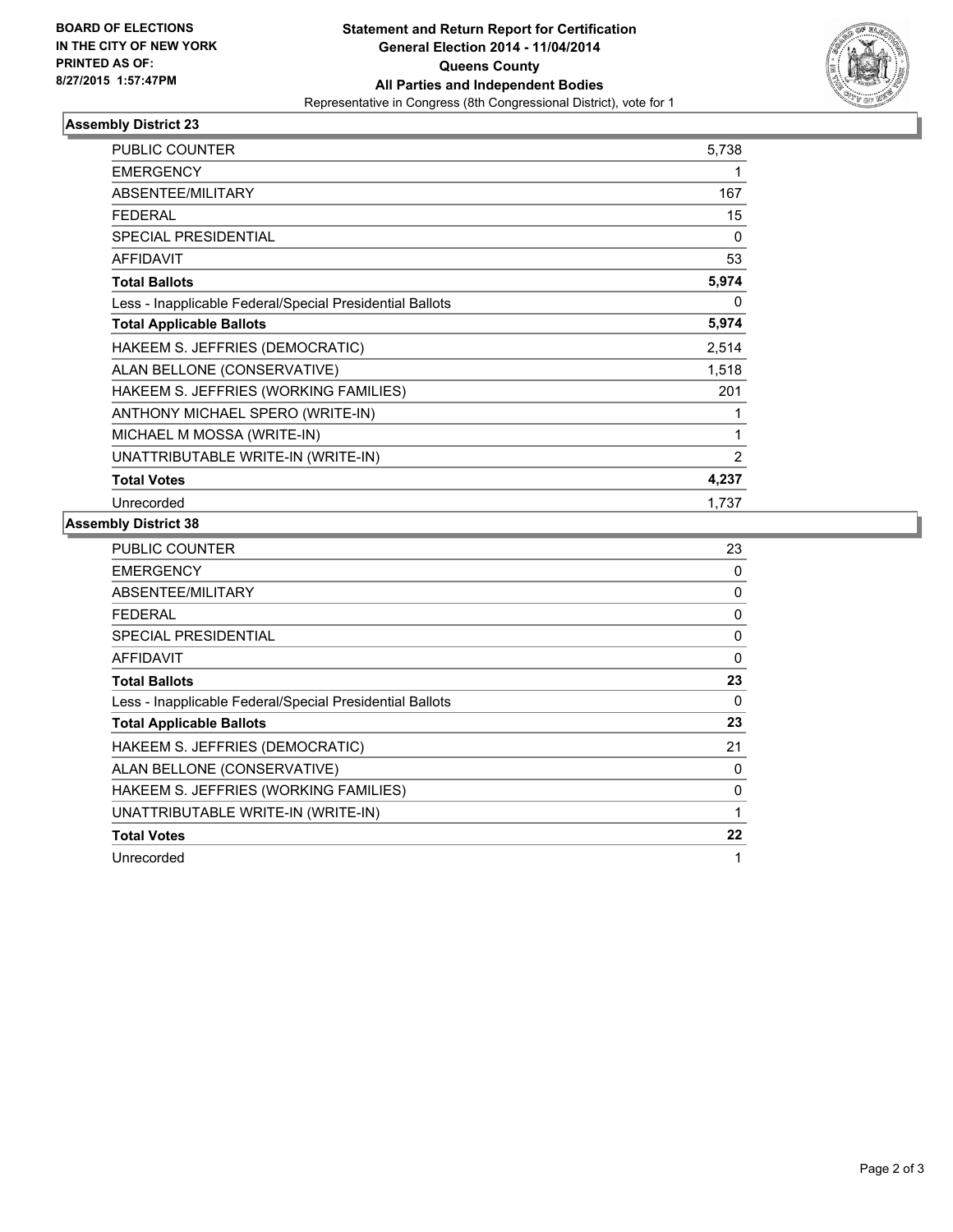**BOARD OF ELECTIONS IN THE CITY OF NEW YORK PRINTED AS OF: 8/27/2015 1:57:47PM**

**Statement and Return Report for Certification**
**General Election 2014 - 11/04/2014**
**Queens County**
**All Parties and Independent Bodies**
Representative in Congress (8th Congressional District), vote for 1

## Assembly District 23

| | |
|---|---|
| PUBLIC COUNTER | 5,738 |
| EMERGENCY | 1 |
| ABSENTEE/MILITARY | 167 |
| FEDERAL | 15 |
| SPECIAL PRESIDENTIAL | 0 |
| AFFIDAVIT | 53 |
| **Total Ballots** | **5,974** |
| Less - Inapplicable Federal/Special Presidential Ballots | 0 |
| **Total Applicable Ballots** | **5,974** |
| HAKEEM S. JEFFRIES (DEMOCRATIC) | 2,514 |
| ALAN BELLONE (CONSERVATIVE) | 1,518 |
| HAKEEM S. JEFFRIES (WORKING FAMILIES) | 201 |
| ANTHONY MICHAEL SPERO (WRITE-IN) | 1 |
| MICHAEL M MOSSA (WRITE-IN) | 1 |
| UNATTRIBUTABLE WRITE-IN (WRITE-IN) | 2 |
| **Total Votes** | **4,237** |
| Unrecorded | 1,737 |

## Assembly District 38

| | |
|---|---|
| PUBLIC COUNTER | 23 |
| EMERGENCY | 0 |
| ABSENTEE/MILITARY | 0 |
| FEDERAL | 0 |
| SPECIAL PRESIDENTIAL | 0 |
| AFFIDAVIT | 0 |
| **Total Ballots** | **23** |
| Less - Inapplicable Federal/Special Presidential Ballots | 0 |
| **Total Applicable Ballots** | **23** |
| HAKEEM S. JEFFRIES (DEMOCRATIC) | 21 |
| ALAN BELLONE (CONSERVATIVE) | 0 |
| HAKEEM S. JEFFRIES (WORKING FAMILIES) | 0 |
| UNATTRIBUTABLE WRITE-IN (WRITE-IN) | 1 |
| **Total Votes** | **22** |
| Unrecorded | 1 |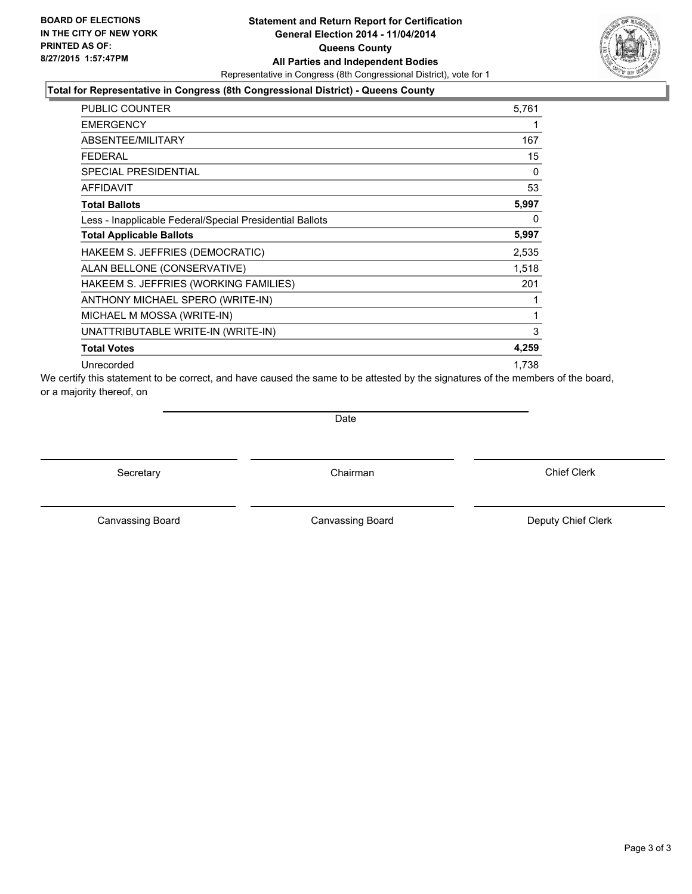**BOARD OF ELECTIONS**
**IN THE CITY OF NEW YORK**
**PRINTED AS OF:**
**8/27/2015 1:57:47PM**

**Statement and Return Report for Certification**
**General Election 2014 - 11/04/2014**
**Queens County**
**All Parties and Independent Bodies**
Representative in Congress (8th Congressional District), vote for 1

### Total for Representative in Congress (8th Congressional District) - Queens County

| | |
|---|---|
| PUBLIC COUNTER | 5,761 |
| EMERGENCY | 1 |
| ABSENTEE/MILITARY | 167 |
| FEDERAL | 15 |
| SPECIAL PRESIDENTIAL | 0 |
| AFFIDAVIT | 53 |
| **Total Ballots** | **5,997** |
| Less - Inapplicable Federal/Special Presidential Ballots | 0 |
| **Total Applicable Ballots** | **5,997** |
| HAKEEM S. JEFFRIES (DEMOCRATIC) | 2,535 |
| ALAN BELLONE (CONSERVATIVE) | 1,518 |
| HAKEEM S. JEFFRIES (WORKING FAMILIES) | 201 |
| ANTHONY MICHAEL SPERO (WRITE-IN) | 1 |
| MICHAEL M MOSSA (WRITE-IN) | 1 |
| UNATTRIBUTABLE WRITE-IN (WRITE-IN) | 3 |
| **Total Votes** | **4,259** |
| Unrecorded | 1,738 |

We certify this statement to be correct, and have caused the same to be attested by the signatures of the members of the board, or a majority thereof, on

Date

Secretary

Chairman

Chief Clerk

Canvassing Board

Canvassing Board

Deputy Chief Clerk